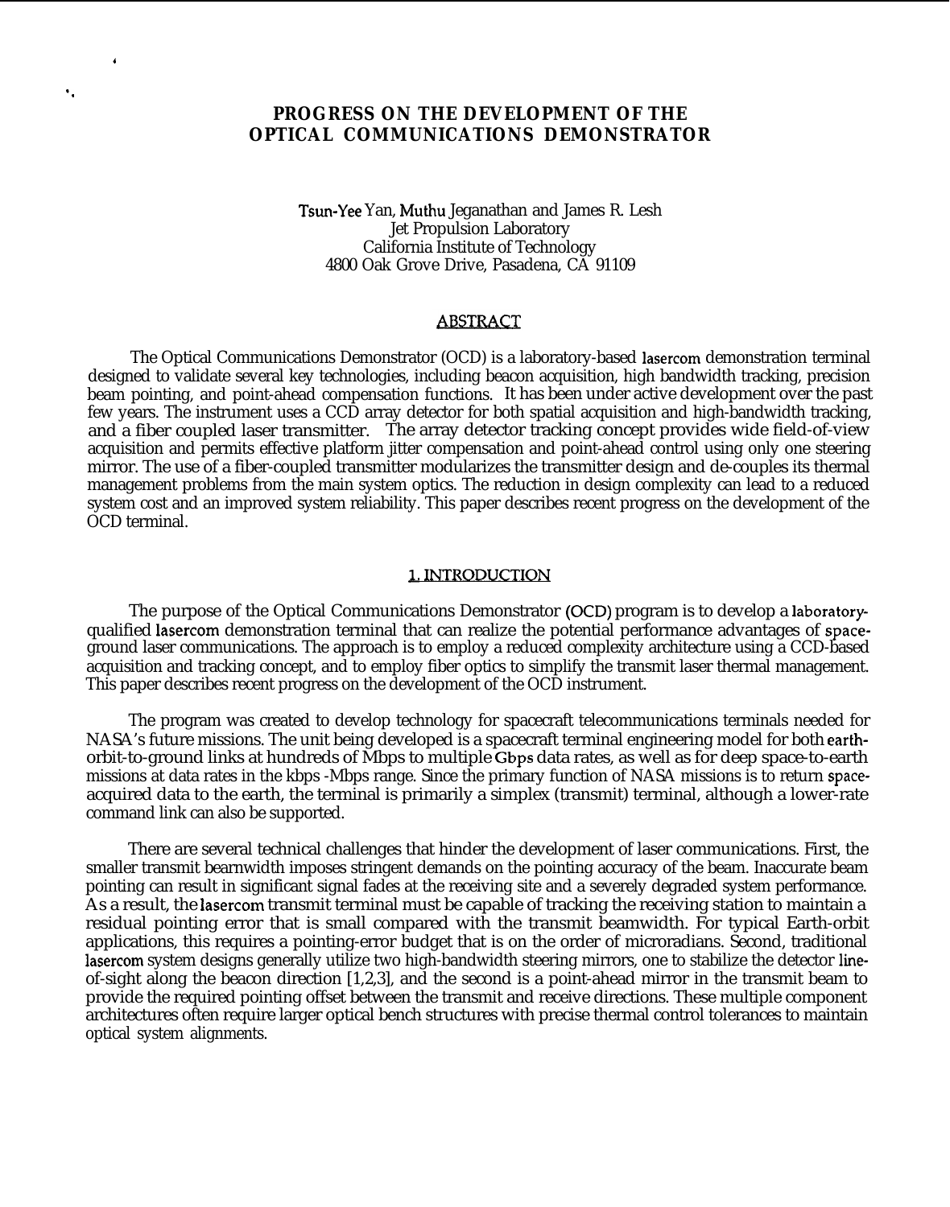# PROGRESS ON THE DEVELOPMENT OF THE OPTICAL COMMUNICATIONS DEMONSTRATOR

Tsun-Yee Yan, Muthu Jeganathan and James R. Lesh
Jet Propulsion Laboratory
California Institute of Technology
4800 Oak Grove Drive, Pasadena, CA 91109

## ABSTRACT

The Optical Communications Demonstrator (OCD) is a laboratory-based lasercom demonstration terminal designed to validate several key technologies, including beacon acquisition, high bandwidth tracking, precision beam pointing, and point-ahead compensation functions. It has been under active development over the past few years. The instrument uses a CCD array detector for both spatial acquisition and high-bandwidth tracking, and a fiber coupled laser transmitter. The array detector tracking concept provides wide field-of-view acquisition and permits effective platform jitter compensation and point-ahead control using only one steering mirror. The use of a fiber-coupled transmitter modularizes the transmitter design and de-couples its thermal management problems from the main system optics. The reduction in design complexity can lead to a reduced system cost and an improved system reliability. This paper describes recent progress on the development of the OCD terminal.

## 1. INTRODUCTION

The purpose of the Optical Communications Demonstrator (OCD) program is to develop a laboratory-qualified lasercom demonstration terminal that can realize the potential performance advantages of space-ground laser communications. The approach is to employ a reduced complexity architecture using a CCD-based acquisition and tracking concept, and to employ fiber optics to simplify the transmit laser thermal management. This paper describes recent progress on the development of the OCD instrument.

The program was created to develop technology for spacecraft telecommunications terminals needed for NASA's future missions. The unit being developed is a spacecraft terminal engineering model for both earth-orbit-to-ground links at hundreds of Mbps to multiple Gbps data rates, as well as for deep space-to-earth missions at data rates in the kbps -Mbps range. Since the primary function of NASA missions is to return space-acquired data to the earth, the terminal is primarily a simplex (transmit) terminal, although a lower-rate command link can also be supported.

There are several technical challenges that hinder the development of laser communications. First, the smaller transmit beamwidth imposes stringent demands on the pointing accuracy of the beam. Inaccurate beam pointing can result in significant signal fades at the receiving site and a severely degraded system performance. As a result, the lasercom transmit terminal must be capable of tracking the receiving station to maintain a residual pointing error that is small compared with the transmit beamwidth. For typical Earth-orbit applications, this requires a pointing-error budget that is on the order of microradians. Second, traditional lasercom system designs generally utilize two high-bandwidth steering mirrors, one to stabilize the detector line-of-sight along the beacon direction [1,2,3], and the second is a point-ahead mirror in the transmit beam to provide the required pointing offset between the transmit and receive directions. These multiple component architectures often require larger optical bench structures with precise thermal control tolerances to maintain optical system alignments.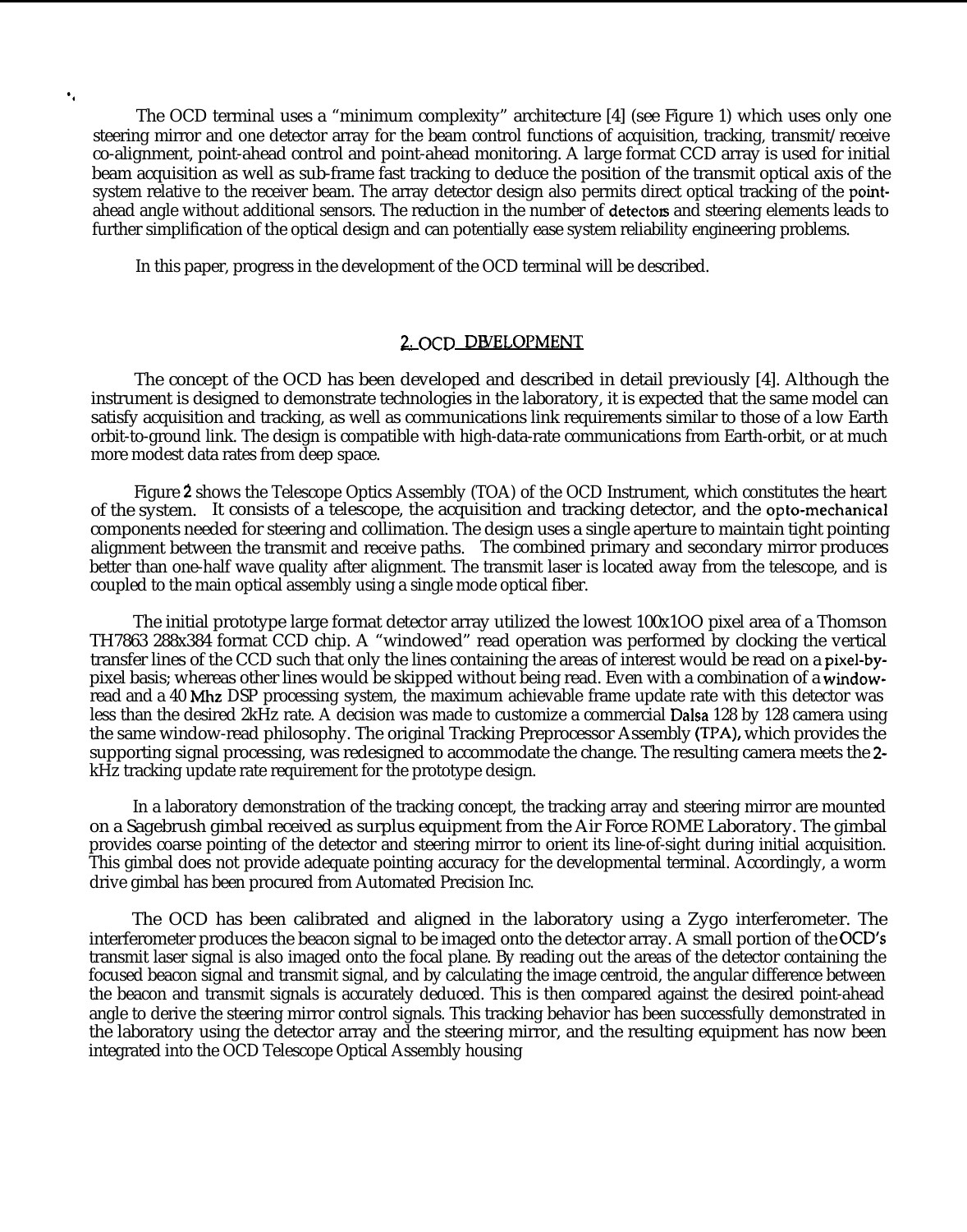The OCD terminal uses a "minimum complexity" architecture [4] (see Figure 1) which uses only one steering mirror and one detector array for the beam control functions of acquisition, tracking, transmit/receive co-alignment, point-ahead control and point-ahead monitoring. A large format CCD array is used for initial beam acquisition as well as sub-frame fast tracking to deduce the position of the transmit optical axis of the system relative to the receiver beam. The array detector design also permits direct optical tracking of the point-ahead angle without additional sensors. The reduction in the number of detectors and steering elements leads to further simplification of the optical design and can potentially ease system reliability engineering problems.

In this paper, progress in the development of the OCD terminal will be described.

## 2. OCD DEVELOPMENT

The concept of the OCD has been developed and described in detail previously [4]. Although the instrument is designed to demonstrate technologies in the laboratory, it is expected that the same model can satisfy acquisition and tracking, as well as communications link requirements similar to those of a low Earth orbit-to-ground link. The design is compatible with high-data-rate communications from Earth-orbit, or at much more modest data rates from deep space.

Figure 2 shows the Telescope Optics Assembly (TOA) of the OCD Instrument, which constitutes the heart of the system. It consists of a telescope, the acquisition and tracking detector, and the opto-mechanical components needed for steering and collimation. The design uses a single aperture to maintain tight pointing alignment between the transmit and receive paths. The combined primary and secondary mirror produces better than one-half wave quality after alignment. The transmit laser is located away from the telescope, and is coupled to the main optical assembly using a single mode optical fiber.

The initial prototype large format detector array utilized the lowest 100x100 pixel area of a Thomson TH7863 288x384 format CCD chip. A "windowed" read operation was performed by clocking the vertical transfer lines of the CCD such that only the lines containing the areas of interest would be read on a pixel-by-pixel basis; whereas other lines would be skipped without being read. Even with a combination of a window-read and a 40 Mhz DSP processing system, the maximum achievable frame update rate with this detector was less than the desired 2kHz rate. A decision was made to customize a commercial Dalsa 128 by 128 camera using the same window-read philosophy. The original Tracking Preprocessor Assembly (TPA), which provides the supporting signal processing, was redesigned to accommodate the change. The resulting camera meets the 2-kHz tracking update rate requirement for the prototype design.

In a laboratory demonstration of the tracking concept, the tracking array and steering mirror are mounted on a Sagebrush gimbal received as surplus equipment from the Air Force ROME Laboratory. The gimbal provides coarse pointing of the detector and steering mirror to orient its line-of-sight during initial acquisition. This gimbal does not provide adequate pointing accuracy for the developmental terminal. Accordingly, a worm drive gimbal has been procured from Automated Precision Inc.

The OCD has been calibrated and aligned in the laboratory using a Zygo interferometer. The interferometer produces the beacon signal to be imaged onto the detector array. A small portion of the OCD's transmit laser signal is also imaged onto the focal plane. By reading out the areas of the detector containing the focused beacon signal and transmit signal, and by calculating the image centroid, the angular difference between the beacon and transmit signals is accurately deduced. This is then compared against the desired point-ahead angle to derive the steering mirror control signals. This tracking behavior has been successfully demonstrated in the laboratory using the detector array and the steering mirror, and the resulting equipment has now been integrated into the OCD Telescope Optical Assembly housing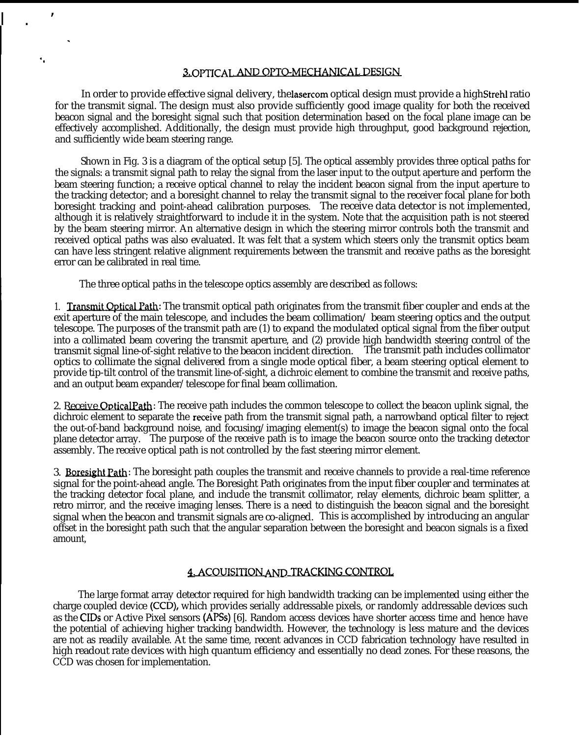## 3. OPTICAL AND OPTO-MECHANICAL DESIGN

In order to provide effective signal delivery, the lasercom optical design must provide a high Strehl ratio for the transmit signal. The design must also provide sufficiently good image quality for both the received beacon signal and the boresight signal such that position determination based on the focal plane image can be effectively accomplished. Additionally, the design must provide high throughput, good background rejection, and sufficiently wide beam steering range.

Shown in Fig. 3 is a diagram of the optical setup [5]. The optical assembly provides three optical paths for the signals: a transmit signal path to relay the signal from the laser input to the output aperture and perform the beam steering function; a receive optical channel to relay the incident beacon signal from the input aperture to the tracking detector; and a boresight channel to relay the transmit signal to the receiver focal plane for both boresight tracking and point-ahead calibration purposes. The receive data detector is not implemented, although it is relatively straightforward to include it in the system. Note that the acquisition path is not steered by the beam steering mirror. An alternative design in which the steering mirror controls both the transmit and received optical paths was also evaluated. It was felt that a system which steers only the transmit optics beam can have less stringent relative alignment requirements between the transmit and receive paths as the boresight error can be calibrated in real time.

The three optical paths in the telescope optics assembly are described as follows:

1. Transmit Optical Path: The transmit optical path originates from the transmit fiber coupler and ends at the exit aperture of the main telescope, and includes the beam collimation/ beam steering optics and the output telescope. The purposes of the transmit path are (1) to expand the modulated optical signal from the fiber output into a collimated beam covering the transmit aperture, and (2) provide high bandwidth steering control of the transmit signal line-of-sight relative to the beacon incident direction. The transmit path includes collimator optics to collimate the signal delivered from a single mode optical fiber, a beam steering optical element to provide tip-tilt control of the transmit line-of-sight, a dichroic element to combine the transmit and receive paths, and an output beam expander/ telescope for final beam collimation.

2. Receive Optical Path: The receive path includes the common telescope to collect the beacon uplink signal, the dichroic element to separate the receive path from the transmit signal path, a narrowband optical filter to reject the out-of-band background noise, and focusing/ imaging element(s) to image the beacon signal onto the focal plane detector array. The purpose of the receive path is to image the beacon source onto the tracking detector assembly. The receive optical path is not controlled by the fast steering mirror element.

3. Boresight Path: The boresight path couples the transmit and receive channels to provide a real-time reference signal for the point-ahead angle. The Boresight Path originates from the input fiber coupler and terminates at the tracking detector focal plane, and include the transmit collimator, relay elements, dichroic beam splitter, a retro mirror, and the receive imaging lenses. There is a need to distinguish the beacon signal and the boresight signal when the beacon and transmit signals are co-aligned. This is accomplished by introducing an angular offset in the boresight path such that the angular separation between the boresight and beacon signals is a fixed amount,

## 4. ACQUISITION AND TRACKING CONTROL

The large format array detector required for high bandwidth tracking can be implemented using either the charge coupled device (CCD), which provides serially addressable pixels, or randomly addressable devices such as the CIDs or Active Pixel sensors (APSs) [6]. Random access devices have shorter access time and hence have the potential of achieving higher tracking bandwidth. However, the technology is less mature and the devices are not as readily available. At the same time, recent advances in CCD fabrication technology have resulted in high readout rate devices with high quantum efficiency and essentially no dead zones. For these reasons, the CCD was chosen for implementation.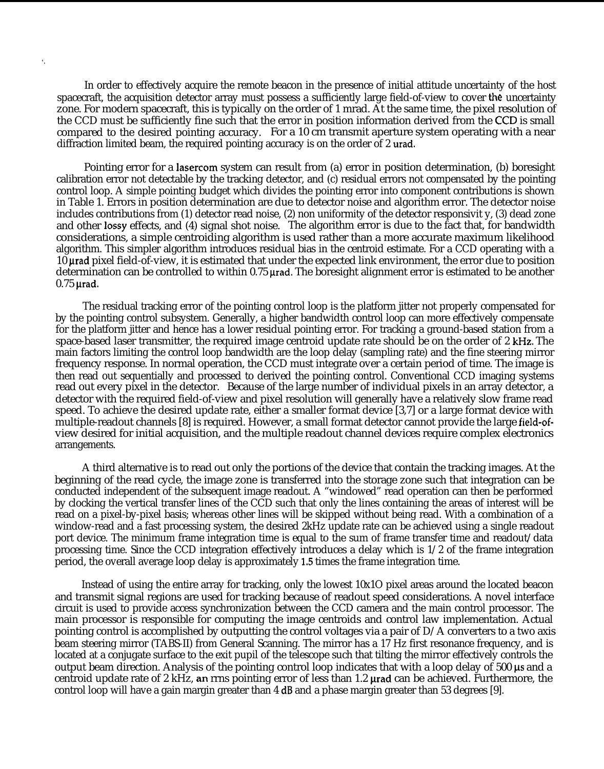In order to effectively acquire the remote beacon in the presence of initial attitude uncertainty of the host spacecraft, the acquisition detector array must possess a sufficiently large field-of-view to cover the uncertainty zone. For modern spacecraft, this is typically on the order of 1 mrad. At the same time, the pixel resolution of the CCD must be sufficiently fine such that the error in position information derived from the CCD is small compared to the desired pointing accuracy. For a 10 cm transmit aperture system operating with a near diffraction limited beam, the required pointing accuracy is on the order of 2 urad.

Pointing error for a lasercom system can result from (a) error in position determination, (b) boresight calibration error not detectable by the tracking detector, and (c) residual errors not compensated by the pointing control loop. A simple pointing budget which divides the pointing error into component contributions is shown in Table 1. Errors in position determination are due to detector noise and algorithm error. The detector noise includes contributions from (1) detector read noise, (2) non uniformity of the detector responsivit y, (3) dead zone and other lossy effects, and (4) signal shot noise. The algorithm error is due to the fact that, for bandwidth considerations, a simple centroiding algorithm is used rather than a more accurate maximum likelihood algorithm. This simpler algorithm introduces residual bias in the centroid estimate. For a CCD operating with a 10 μrad pixel field-of-view, it is estimated that under the expected link environment, the error due to position determination can be controlled to within 0.75 μrad. The boresight alignment error is estimated to be another 0.75 μrad.

The residual tracking error of the pointing control loop is the platform jitter not properly compensated for by the pointing control subsystem. Generally, a higher bandwidth control loop can more effectively compensate for the platform jitter and hence has a lower residual pointing error. For tracking a ground-based station from a space-based laser transmitter, the required image centroid update rate should be on the order of 2 kHz. The main factors limiting the control loop bandwidth are the loop delay (sampling rate) and the fine steering mirror frequency response. In normal operation, the CCD must integrate over a certain period of time. The image is then read out sequentially and processed to derived the pointing control. Conventional CCD imaging systems read out every pixel in the detector. Because of the large number of individual pixels in an array detector, a detector with the required field-of-view and pixel resolution will generally have a relatively slow frame read speed. To achieve the desired update rate, either a smaller format device [3,7] or a large format device with multiple-readout channels [8] is required. However, a small format detector cannot provide the large field-of-view desired for initial acquisition, and the multiple readout channel devices require complex electronics arrangements.

A third alternative is to read out only the portions of the device that contain the tracking images. At the beginning of the read cycle, the image zone is transferred into the storage zone such that integration can be conducted independent of the subsequent image readout. A "windowed" read operation can then be performed by clocking the vertical transfer lines of the CCD such that only the lines containing the areas of interest will be read on a pixel-by-pixel basis; whereas other lines will be skipped without being read. With a combination of a window-read and a fast processing system, the desired 2kHz update rate can be achieved using a single readout port device. The minimum frame integration time is equal to the sum of frame transfer time and readout/data processing time. Since the CCD integration effectively introduces a delay which is 1/2 of the frame integration period, the overall average loop delay is approximately 1.5 times the frame integration time.

Instead of using the entire array for tracking, only the lowest 10x1O pixel areas around the located beacon and transmit signal regions are used for tracking because of readout speed considerations. A novel interface circuit is used to provide access synchronization between the CCD camera and the main control processor. The main processor is responsible for computing the image centroids and control law implementation. Actual pointing control is accomplished by outputting the control voltages via a pair of D/A converters to a two axis beam steering mirror (TABS-II) from General Scanning. The mirror has a 17 Hz first resonance frequency, and is located at a conjugate surface to the exit pupil of the telescope such that tilting the mirror effectively controls the output beam direction. Analysis of the pointing control loop indicates that with a loop delay of 500 μs and a centroid update rate of 2 kHz, an rms pointing error of less than 1.2 μrad can be achieved. Furthermore, the control loop will have a gain margin greater than 4 dB and a phase margin greater than 53 degrees [9].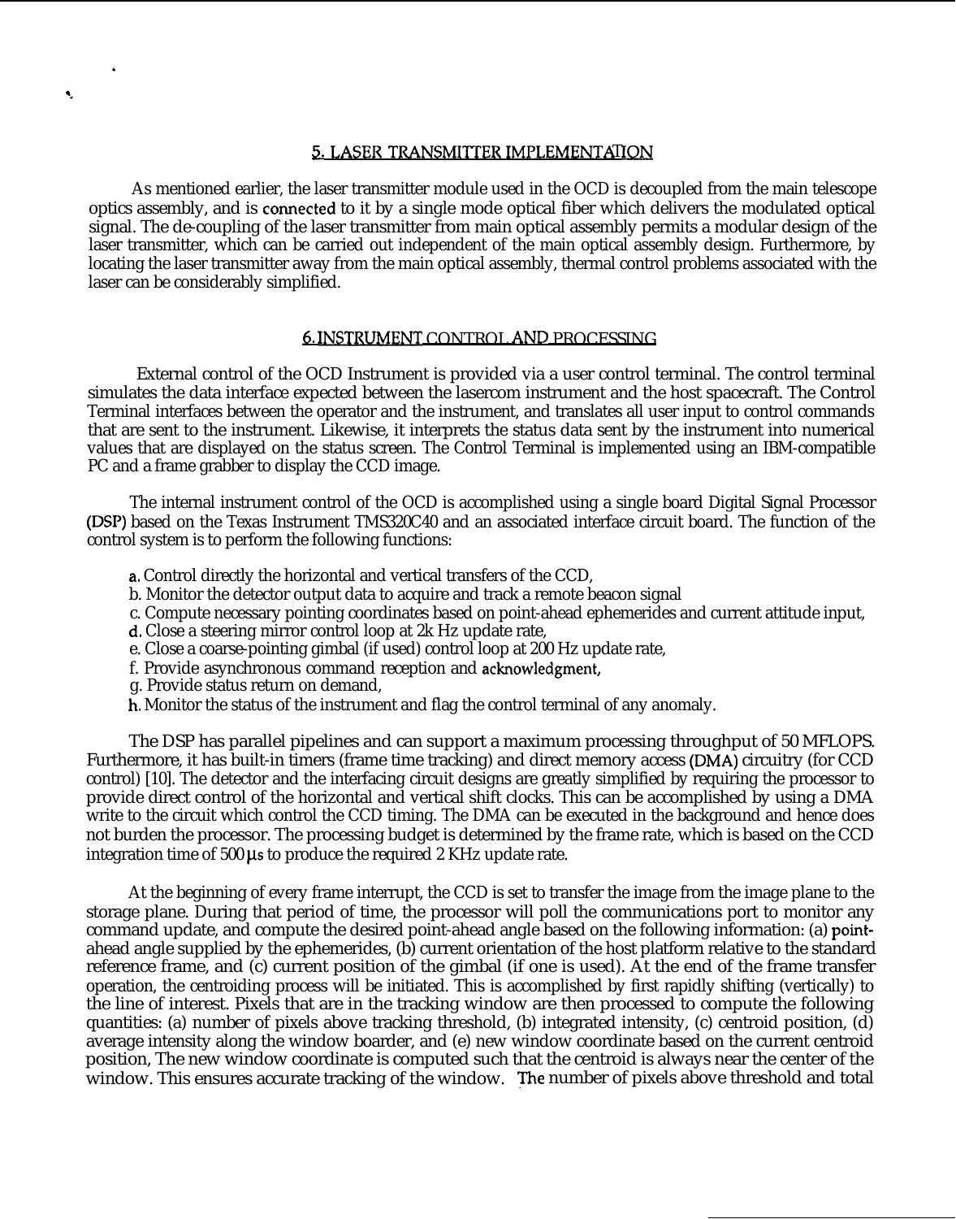## 5. LASER TRANSMITTER IMPLEMENTATION

As mentioned earlier, the laser transmitter module used in the OCD is decoupled from the main telescope optics assembly, and is connected to it by a single mode optical fiber which delivers the modulated optical signal. The de-coupling of the laser transmitter from main optical assembly permits a modular design of the laser transmitter, which can be carried out independent of the main optical assembly design. Furthermore, by locating the laser transmitter away from the main optical assembly, thermal control problems associated with the laser can be considerably simplified.

## 6. INSTRUMENT CONTROL AND PROCESSING

External control of the OCD Instrument is provided via a user control terminal. The control terminal simulates the data interface expected between the lasercom instrument and the host spacecraft. The Control Terminal interfaces between the operator and the instrument, and translates all user input to control commands that are sent to the instrument. Likewise, it interprets the status data sent by the instrument into numerical values that are displayed on the status screen. The Control Terminal is implemented using an IBM-compatible PC and a frame grabber to display the CCD image.

The internal instrument control of the OCD is accomplished using a single board Digital Signal Processor (DSP) based on the Texas Instrument TMS320C40 and an associated interface circuit board. The function of the control system is to perform the following functions:

a. Control directly the horizontal and vertical transfers of the CCD,
b. Monitor the detector output data to acquire and track a remote beacon signal
c. Compute necessary pointing coordinates based on point-ahead ephemerides and current attitude input,
d. Close a steering mirror control loop at 2k Hz update rate,
e. Close a coarse-pointing gimbal (if used) control loop at 200 Hz update rate,
f. Provide asynchronous command reception and acknowledgment,
g. Provide status return on demand,
h. Monitor the status of the instrument and flag the control terminal of any anomaly.

The DSP has parallel pipelines and can support a maximum processing throughput of 50 MFLOPS. Furthermore, it has built-in timers (frame time tracking) and direct memory access (DMA) circuitry (for CCD control) [10]. The detector and the interfacing circuit designs are greatly simplified by requiring the processor to provide direct control of the horizontal and vertical shift clocks. This can be accomplished by using a DMA write to the circuit which control the CCD timing. The DMA can be executed in the background and hence does not burden the processor. The processing budget is determined by the frame rate, which is based on the CCD integration time of 500 $\mu$s to produce the required 2 KHz update rate.

At the beginning of every frame interrupt, the CCD is set to transfer the image from the image plane to the storage plane. During that period of time, the processor will poll the communications port to monitor any command update, and compute the desired point-ahead angle based on the following information: (a) point-ahead angle supplied by the ephemerides, (b) current orientation of the host platform relative to the standard reference frame, and (c) current position of the gimbal (if one is used). At the end of the frame transfer operation, the centroiding process will be initiated. This is accomplished by first rapidly shifting (vertically) to the line of interest. Pixels that are in the tracking window are then processed to compute the following quantities: (a) number of pixels above tracking threshold, (b) integrated intensity, (c) centroid position, (d) average intensity along the window boarder, and (e) new window coordinate based on the current centroid position, The new window coordinate is computed such that the centroid is always near the center of the window. This ensures accurate tracking of the window. The number of pixels above threshold and total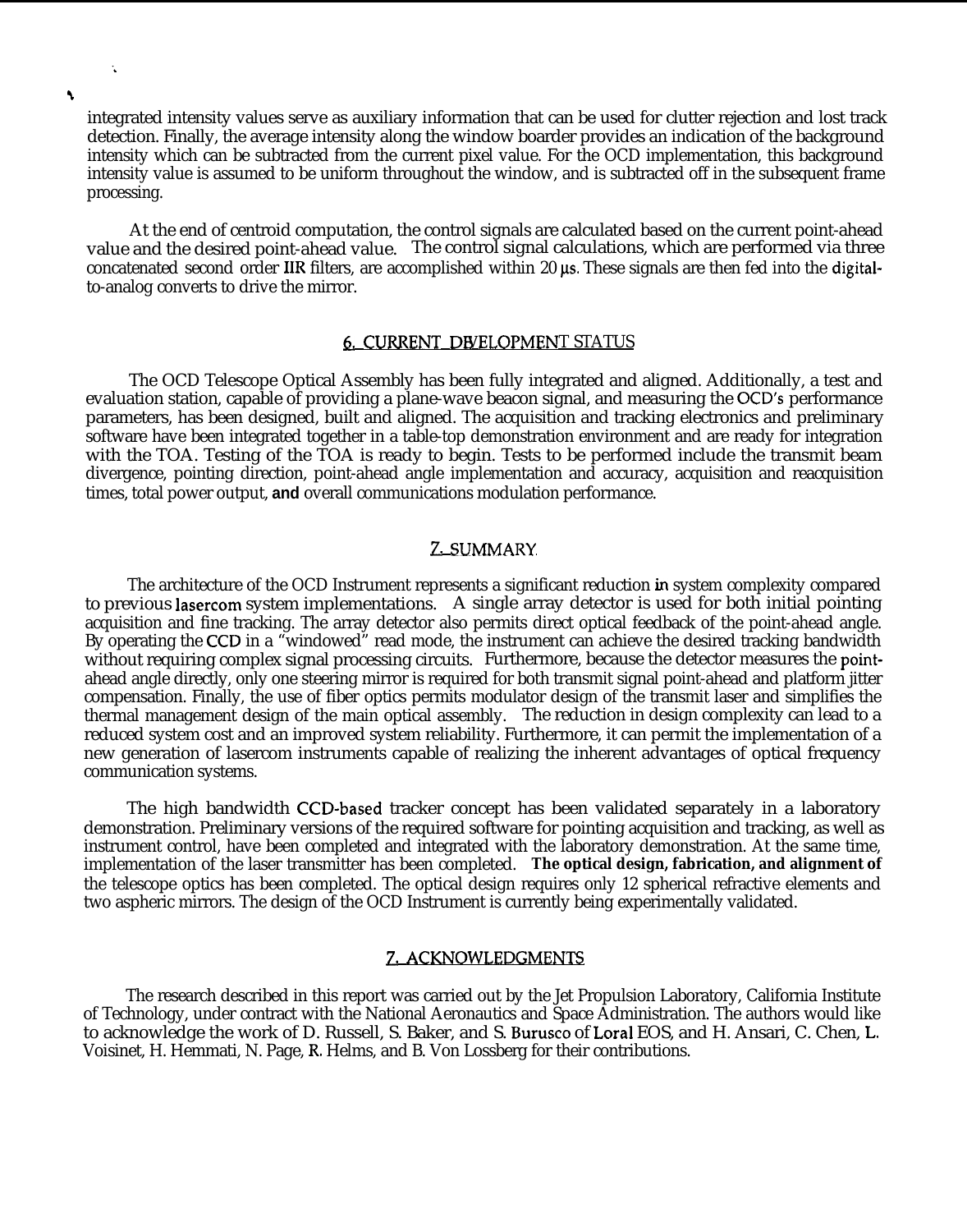integrated intensity values serve as auxiliary information that can be used for clutter rejection and lost track detection. Finally, the average intensity along the window boarder provides an indication of the background intensity which can be subtracted from the current pixel value. For the OCD implementation, this background intensity value is assumed to be uniform throughout the window, and is subtracted off in the subsequent frame processing.

At the end of centroid computation, the control signals are calculated based on the current point-ahead value and the desired point-ahead value. The control signal calculations, which are performed via three concatenated second order IIR filters, are accomplished within 20 μs. These signals are then fed into the digital-to-analog converts to drive the mirror.

## 6. CURRENT DEVELOPMENT STATUS

The OCD Telescope Optical Assembly has been fully integrated and aligned. Additionally, a test and evaluation station, capable of providing a plane-wave beacon signal, and measuring the OCD's performance parameters, has been designed, built and aligned. The acquisition and tracking electronics and preliminary software have been integrated together in a table-top demonstration environment and are ready for integration with the TOA. Testing of the TOA is ready to begin. Tests to be performed include the transmit beam divergence, pointing direction, point-ahead angle implementation and accuracy, acquisition and reacquisition times, total power output, **and** overall communications modulation performance.

## 7. SUMMARY

The architecture of the OCD Instrument represents a significant reduction in system complexity compared to previous lasercom system implementations. A single array detector is used for both initial pointing acquisition and fine tracking. The array detector also permits direct optical feedback of the point-ahead angle. By operating the CCD in a "windowed" read mode, the instrument can achieve the desired tracking bandwidth without requiring complex signal processing circuits. Furthermore, because the detector measures the point-ahead angle directly, only one steering mirror is required for both transmit signal point-ahead and platform jitter compensation. Finally, the use of fiber optics permits modulator design of the transmit laser and simplifies the thermal management design of the main optical assembly. The reduction in design complexity can lead to a reduced system cost and an improved system reliability. Furthermore, it can permit the implementation of a new generation of lasercom instruments capable of realizing the inherent advantages of optical frequency communication systems.

The high bandwidth CCD-based tracker concept has been validated separately in a laboratory demonstration. Preliminary versions of the required software for pointing acquisition and tracking, as well as instrument control, have been completed and integrated with the laboratory demonstration. At the same time, implementation of the laser transmitter has been completed. **The optical design, fabrication, and alignment of** the telescope optics has been completed. The optical design requires only 12 spherical refractive elements and two aspheric mirrors. The design of the OCD Instrument is currently being experimentally validated.

## 7. ACKNOWLEDGMENTS

The research described in this report was carried out by the Jet Propulsion Laboratory, California Institute of Technology, under contract with the National Aeronautics and Space Administration. The authors would like to acknowledge the work of D. Russell, S. Baker, and S. Burusco of Loral EOS, and H. Ansari, C. Chen, L. Voisinet, H. Hemmati, N. Page, R. Helms, and B. Von Lossberg for their contributions.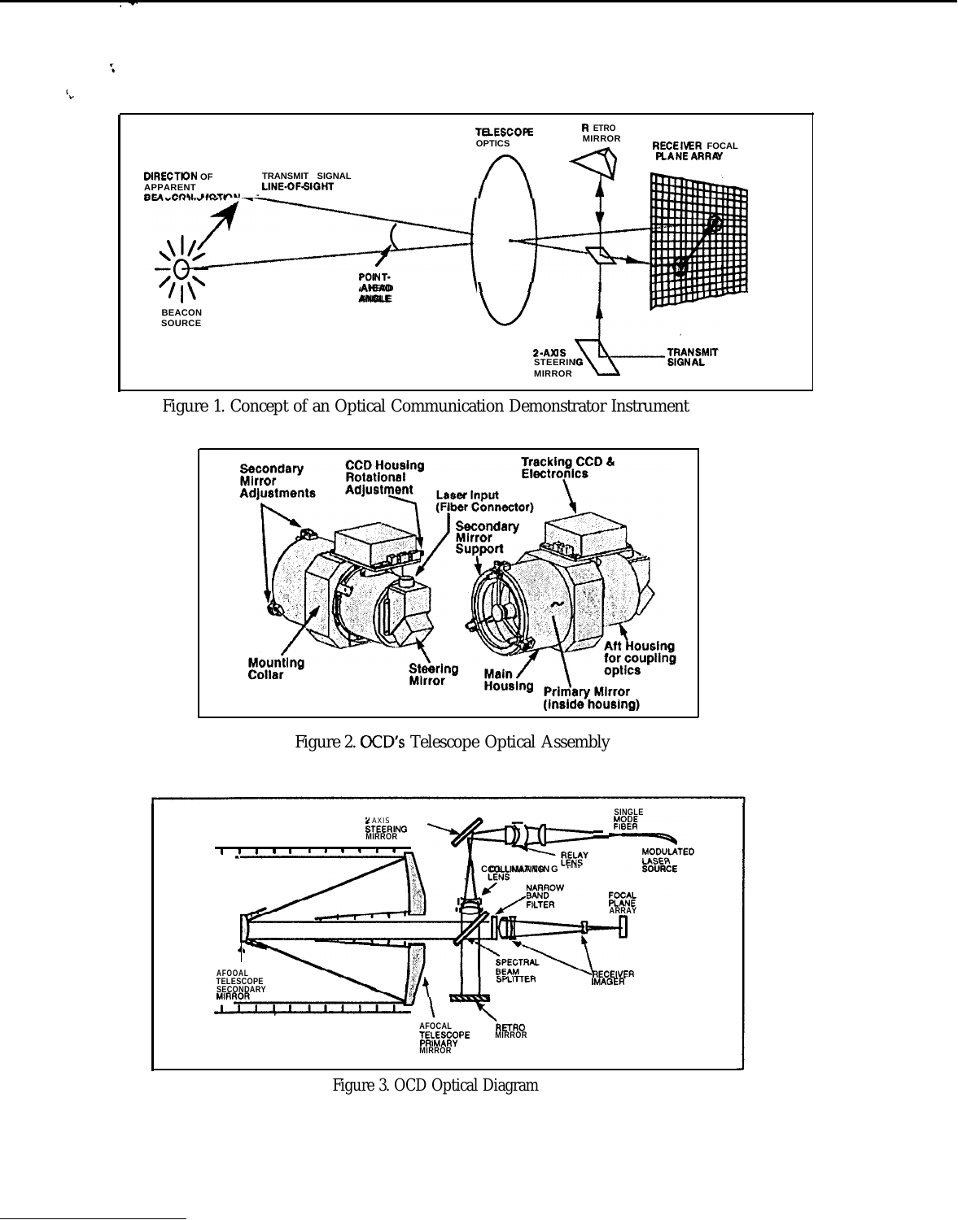Figure 1. Concept of an Optical Communication Demonstrator Instrument

Figure 2. OCD's Telescope Optical Assembly

Figure 3. OCD Optical Diagram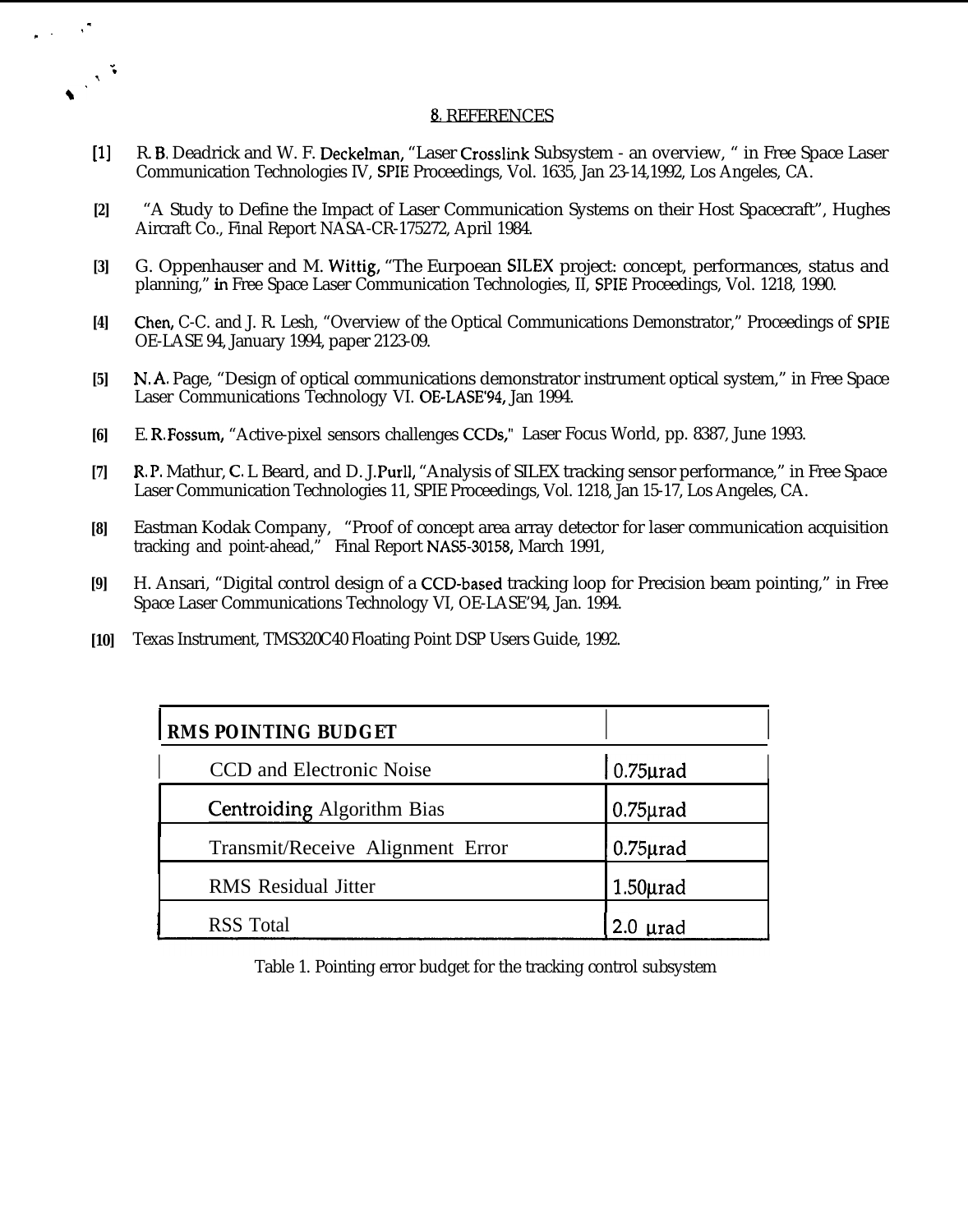## 8. REFERENCES

[1] R. B. Deadrick and W. F. Deckelman, "Laser Crosslink Subsystem - an overview, " in Free Space Laser Communication Technologies IV, SPIE Proceedings, Vol. 1635, Jan 23-14,1992, Los Angeles, CA.

[2] "A Study to Define the Impact of Laser Communication Systems on their Host Spacecraft", Hughes Aircraft Co., Final Report NASA-CR-175272, April 1984.

[3] G. Oppenhauser and M. Wittig, "The Eurpoean SILEX project: concept, performances, status and planning," in Free Space Laser Communication Technologies, II, SPIE Proceedings, Vol. 1218, 1990.

[4] Chen, C-C. and J. R. Lesh, "Overview of the Optical Communications Demonstrator," Proceedings of SPIE OE-LASE 94, January 1994, paper 2123-09.

[5] N. A. Page, "Design of optical communications demonstrator instrument optical system," in Free Space Laser Communications Technology VI. OE-LASE'94, Jan 1994.

[6] E. R. Fossum, "Active-pixel sensors challenges CCDs," Laser Focus World, pp. 8387, June 1993.

[7] R. P. Mathur, C. L Beard, and D. J. Purll, "Analysis of SILEX tracking sensor performance," in Free Space Laser Communication Technologies 11, SPIE Proceedings, Vol. 1218, Jan 15-17, Los Angeles, CA.

[8] Eastman Kodak Company, "Proof of concept area array detector for laser communication acquisition tracking and point-ahead," Final Report NAS5-30158, March 1991,

[9] H. Ansari, "Digital control design of a CCD-based tracking loop for Precision beam pointing," in Free Space Laser Communications Technology VI, OE-LASE'94, Jan. 1994.

[10] Texas Instrument, TMS320C40 Floating Point DSP Users Guide, 1992.

| **RMS POINTING BUDGET** | |
|---|---|
| CCD and Electronic Noise | 0.75μrad |
| Centroiding Algorithm Bias | 0.75μrad |
| Transmit/Receive Alignment Error | 0.75μrad |
| RMS Residual Jitter | 1.50μrad |
| RSS Total | 2.0 μrad |

Table 1. Pointing error budget for the tracking control subsystem